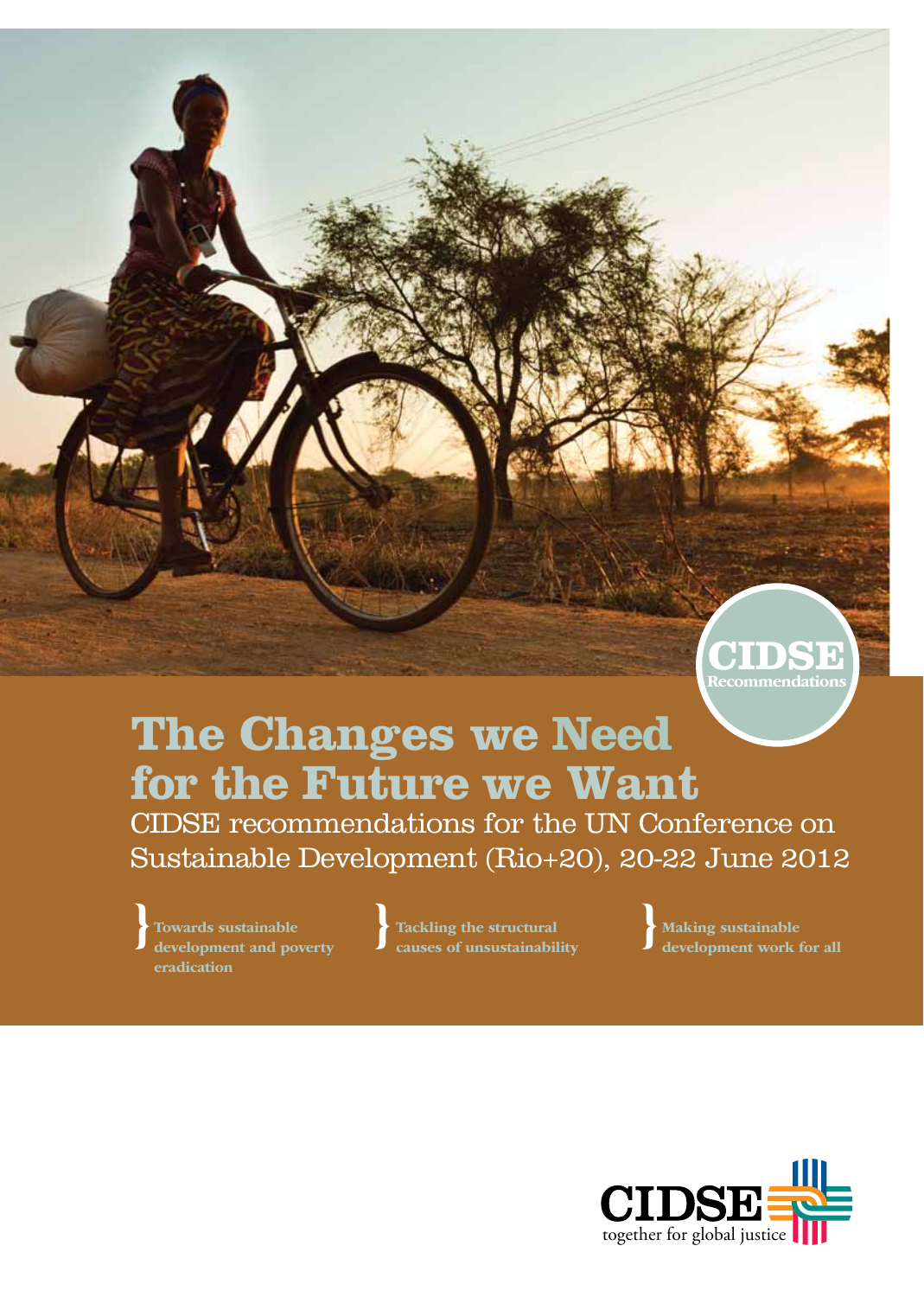CIDSE
Recommendations

# The Changes we Need for the Future we Want

CIDSE recommendations for the UN Conference on Sustainable Development (Rio+20), 20-22 June 2012

**Towards sustainable development and poverty eradication**

**Tackling the structural causes of unsustainability**

**Making sustainable development work for all**

CIDSE
together for global justice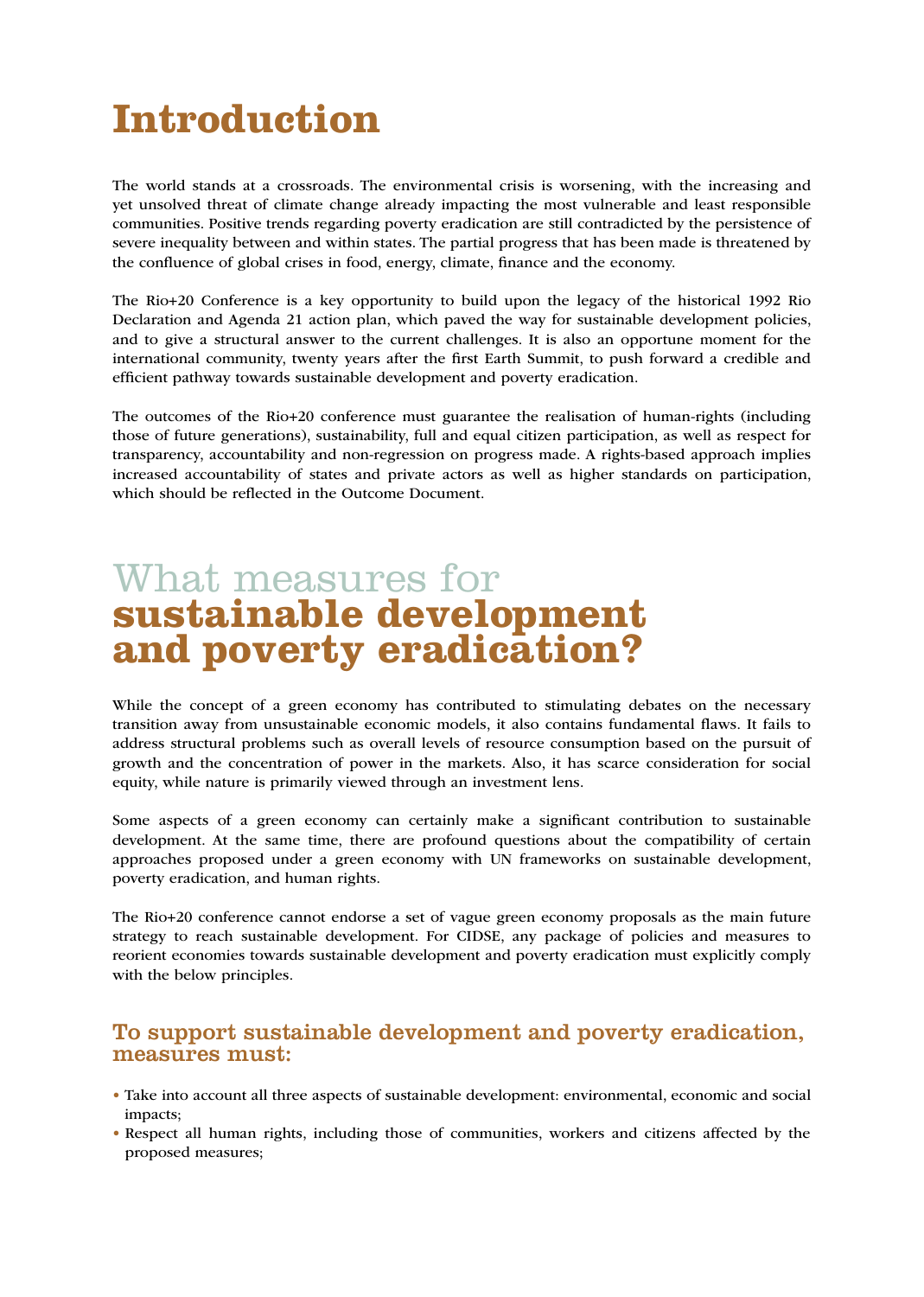# Introduction

The world stands at a crossroads. The environmental crisis is worsening, with the increasing and yet unsolved threat of climate change already impacting the most vulnerable and least responsible communities. Positive trends regarding poverty eradication are still contradicted by the persistence of severe inequality between and within states. The partial progress that has been made is threatened by the confluence of global crises in food, energy, climate, finance and the economy.

The Rio+20 Conference is a key opportunity to build upon the legacy of the historical 1992 Rio Declaration and Agenda 21 action plan, which paved the way for sustainable development policies, and to give a structural answer to the current challenges. It is also an opportune moment for the international community, twenty years after the first Earth Summit, to push forward a credible and efficient pathway towards sustainable development and poverty eradication.

The outcomes of the Rio+20 conference must guarantee the realisation of human-rights (including those of future generations), sustainability, full and equal citizen participation, as well as respect for transparency, accountability and non-regression on progress made. A rights-based approach implies increased accountability of states and private actors as well as higher standards on participation, which should be reflected in the Outcome Document.

# What measures for **sustainable development and poverty eradication?**

While the concept of a green economy has contributed to stimulating debates on the necessary transition away from unsustainable economic models, it also contains fundamental flaws. It fails to address structural problems such as overall levels of resource consumption based on the pursuit of growth and the concentration of power in the markets. Also, it has scarce consideration for social equity, while nature is primarily viewed through an investment lens.

Some aspects of a green economy can certainly make a significant contribution to sustainable development. At the same time, there are profound questions about the compatibility of certain approaches proposed under a green economy with UN frameworks on sustainable development, poverty eradication, and human rights.

The Rio+20 conference cannot endorse a set of vague green economy proposals as the main future strategy to reach sustainable development. For CIDSE, any package of policies and measures to reorient economies towards sustainable development and poverty eradication must explicitly comply with the below principles.

### To support sustainable development and poverty eradication, measures must:

- Take into account all three aspects of sustainable development: environmental, economic and social impacts;
- Respect all human rights, including those of communities, workers and citizens affected by the proposed measures;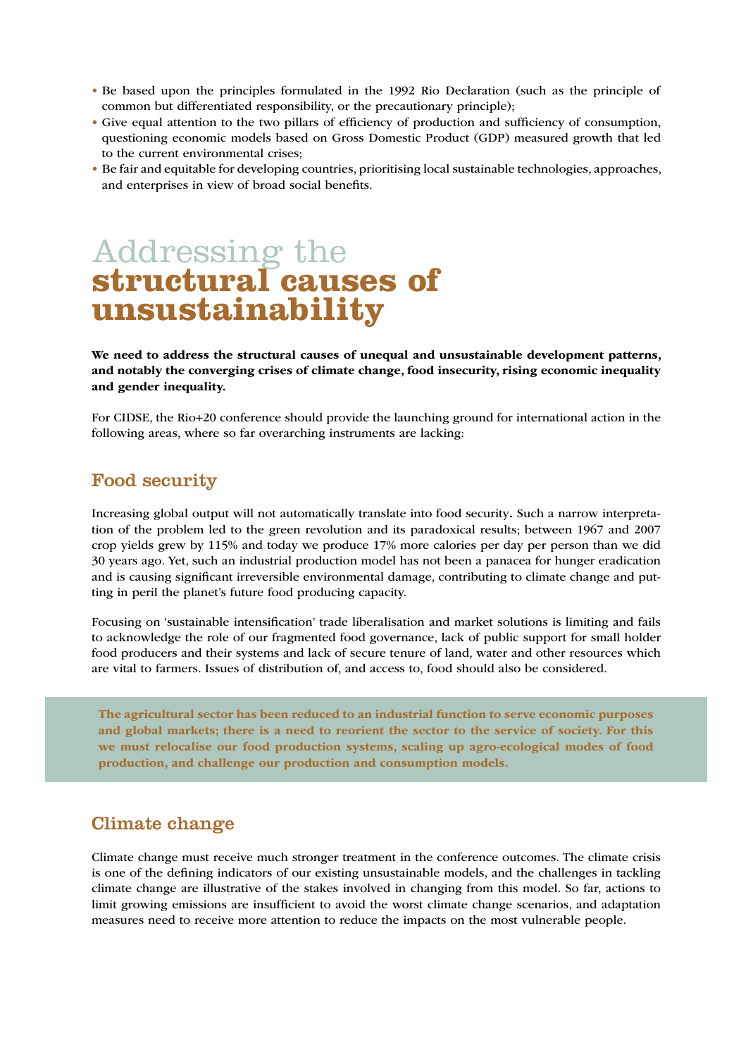- Be based upon the principles formulated in the 1992 Rio Declaration (such as the principle of common but differentiated responsibility, or the precautionary principle);
- Give equal attention to the two pillars of efficiency of production and sufficiency of consumption, questioning economic models based on Gross Domestic Product (GDP) measured growth that led to the current environmental crises;
- Be fair and equitable for developing countries, prioritising local sustainable technologies, approaches, and enterprises in view of broad social benefits.

# Addressing the **structural causes of unsustainability**

**We need to address the structural causes of unequal and unsustainable development patterns, and notably the converging crises of climate change, food insecurity, rising economic inequality and gender inequality.**

For CIDSE, the Rio+20 conference should provide the launching ground for international action in the following areas, where so far overarching instruments are lacking:

## Food security

Increasing global output will not automatically translate into food security**.** Such a narrow interpretation of the problem led to the green revolution and its paradoxical results; between 1967 and 2007 crop yields grew by 115% and today we produce 17% more calories per day per person than we did 30 years ago. Yet, such an industrial production model has not been a panacea for hunger eradication and is causing significant irreversible environmental damage, contributing to climate change and putting in peril the planet's future food producing capacity.

Focusing on 'sustainable intensification' trade liberalisation and market solutions is limiting and fails to acknowledge the role of our fragmented food governance, lack of public support for small holder food producers and their systems and lack of secure tenure of land, water and other resources which are vital to farmers. Issues of distribution of, and access to, food should also be considered.

**The agricultural sector has been reduced to an industrial function to serve economic purposes and global markets; there is a need to reorient the sector to the service of society. For this we must relocalise our food production systems, scaling up agro-ecological modes of food production, and challenge our production and consumption models.**

## Climate change

Climate change must receive much stronger treatment in the conference outcomes. The climate crisis is one of the defining indicators of our existing unsustainable models, and the challenges in tackling climate change are illustrative of the stakes involved in changing from this model. So far, actions to limit growing emissions are insufficient to avoid the worst climate change scenarios, and adaptation measures need to receive more attention to reduce the impacts on the most vulnerable people.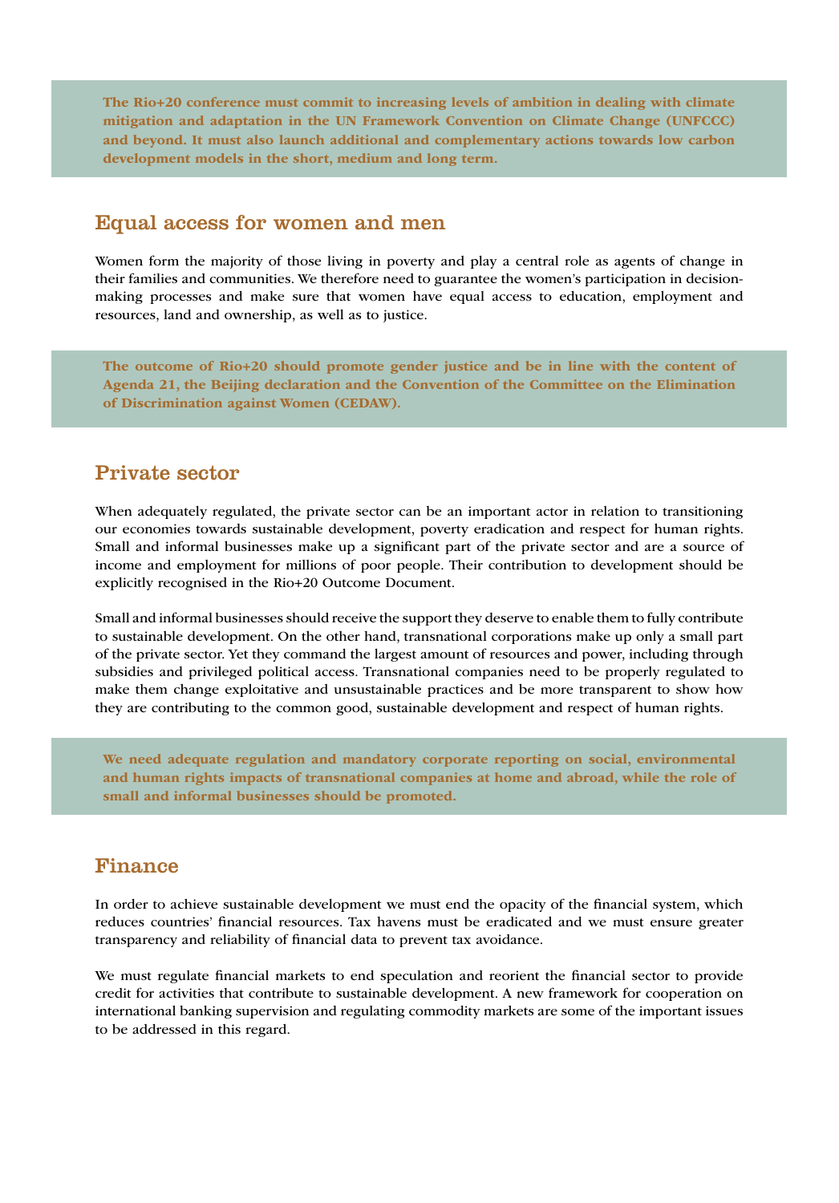**The Rio+20 conference must commit to increasing levels of ambition in dealing with climate mitigation and adaptation in the UN Framework Convention on Climate Change (UNFCCC) and beyond. It must also launch additional and complementary actions towards low carbon development models in the short, medium and long term.**

## Equal access for women and men

Women form the majority of those living in poverty and play a central role as agents of change in their families and communities. We therefore need to guarantee the women's participation in decision-making processes and make sure that women have equal access to education, employment and resources, land and ownership, as well as to justice.

**The outcome of Rio+20 should promote gender justice and be in line with the content of Agenda 21, the Beijing declaration and the Convention of the Committee on the Elimination of Discrimination against Women (CEDAW).**

## Private sector

When adequately regulated, the private sector can be an important actor in relation to transitioning our economies towards sustainable development, poverty eradication and respect for human rights. Small and informal businesses make up a significant part of the private sector and are a source of income and employment for millions of poor people. Their contribution to development should be explicitly recognised in the Rio+20 Outcome Document.

Small and informal businesses should receive the support they deserve to enable them to fully contribute to sustainable development. On the other hand, transnational corporations make up only a small part of the private sector. Yet they command the largest amount of resources and power, including through subsidies and privileged political access. Transnational companies need to be properly regulated to make them change exploitative and unsustainable practices and be more transparent to show how they are contributing to the common good, sustainable development and respect of human rights.

**We need adequate regulation and mandatory corporate reporting on social, environmental and human rights impacts of transnational companies at home and abroad, while the role of small and informal businesses should be promoted.**

## Finance

In order to achieve sustainable development we must end the opacity of the financial system, which reduces countries' financial resources. Tax havens must be eradicated and we must ensure greater transparency and reliability of financial data to prevent tax avoidance.

We must regulate financial markets to end speculation and reorient the financial sector to provide credit for activities that contribute to sustainable development. A new framework for cooperation on international banking supervision and regulating commodity markets are some of the important issues to be addressed in this regard.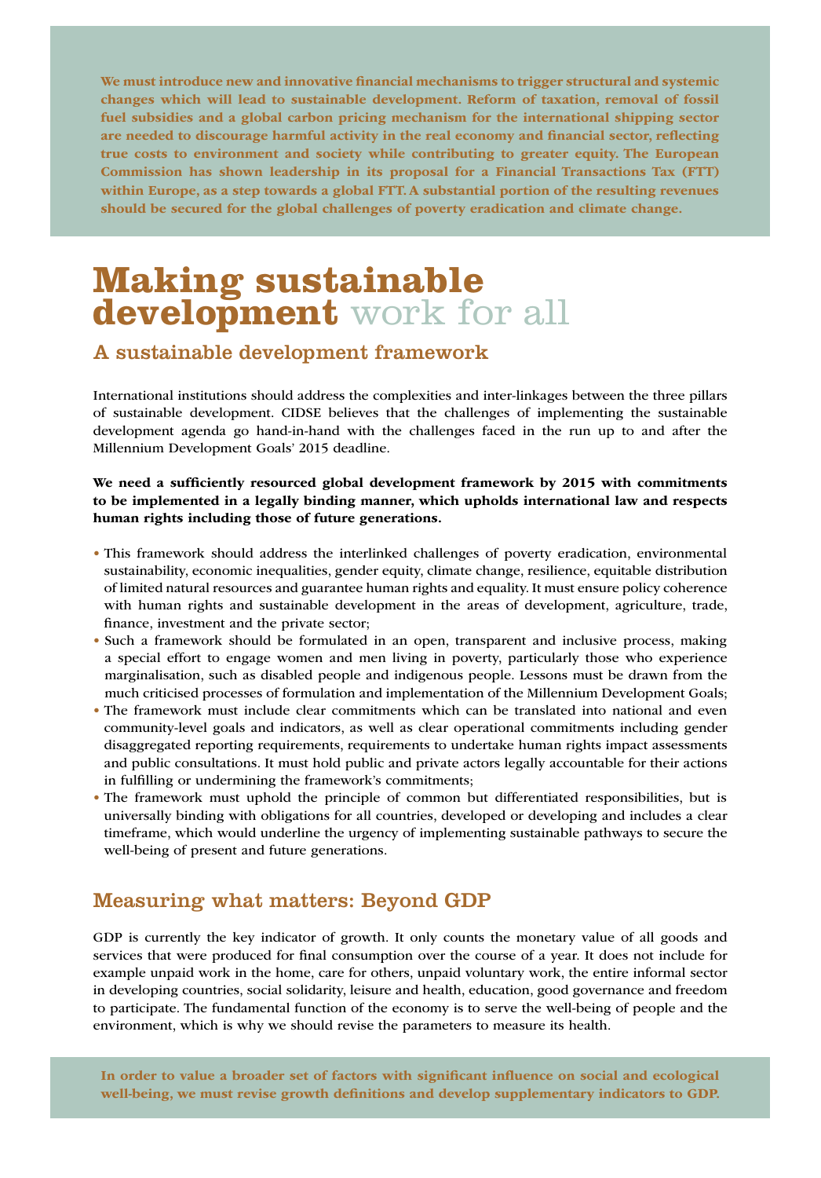**We must introduce new and innovative financial mechanisms to trigger structural and systemic changes which will lead to sustainable development. Reform of taxation, removal of fossil fuel subsidies and a global carbon pricing mechanism for the international shipping sector are needed to discourage harmful activity in the real economy and financial sector, reflecting true costs to environment and society while contributing to greater equity. The European Commission has shown leadership in its proposal for a Financial Transactions Tax (FTT) within Europe, as a step towards a global FTT. A substantial portion of the resulting revenues should be secured for the global challenges of poverty eradication and climate change.**

# Making sustainable development work for all

## A sustainable development framework

International institutions should address the complexities and inter-linkages between the three pillars of sustainable development. CIDSE believes that the challenges of implementing the sustainable development agenda go hand-in-hand with the challenges faced in the run up to and after the Millennium Development Goals' 2015 deadline.

**We need a sufficiently resourced global development framework by 2015 with commitments to be implemented in a legally binding manner, which upholds international law and respects human rights including those of future generations.**

- This framework should address the interlinked challenges of poverty eradication, environmental sustainability, economic inequalities, gender equity, climate change, resilience, equitable distribution of limited natural resources and guarantee human rights and equality. It must ensure policy coherence with human rights and sustainable development in the areas of development, agriculture, trade, finance, investment and the private sector;
- Such a framework should be formulated in an open, transparent and inclusive process, making a special effort to engage women and men living in poverty, particularly those who experience marginalisation, such as disabled people and indigenous people. Lessons must be drawn from the much criticised processes of formulation and implementation of the Millennium Development Goals;
- The framework must include clear commitments which can be translated into national and even community-level goals and indicators, as well as clear operational commitments including gender disaggregated reporting requirements, requirements to undertake human rights impact assessments and public consultations. It must hold public and private actors legally accountable for their actions in fulfilling or undermining the framework's commitments;
- The framework must uphold the principle of common but differentiated responsibilities, but is universally binding with obligations for all countries, developed or developing and includes a clear timeframe, which would underline the urgency of implementing sustainable pathways to secure the well-being of present and future generations.

## Measuring what matters: Beyond GDP

GDP is currently the key indicator of growth. It only counts the monetary value of all goods and services that were produced for final consumption over the course of a year. It does not include for example unpaid work in the home, care for others, unpaid voluntary work, the entire informal sector in developing countries, social solidarity, leisure and health, education, good governance and freedom to participate. The fundamental function of the economy is to serve the well-being of people and the environment, which is why we should revise the parameters to measure its health.

**In order to value a broader set of factors with significant influence on social and ecological well-being, we must revise growth definitions and develop supplementary indicators to GDP.**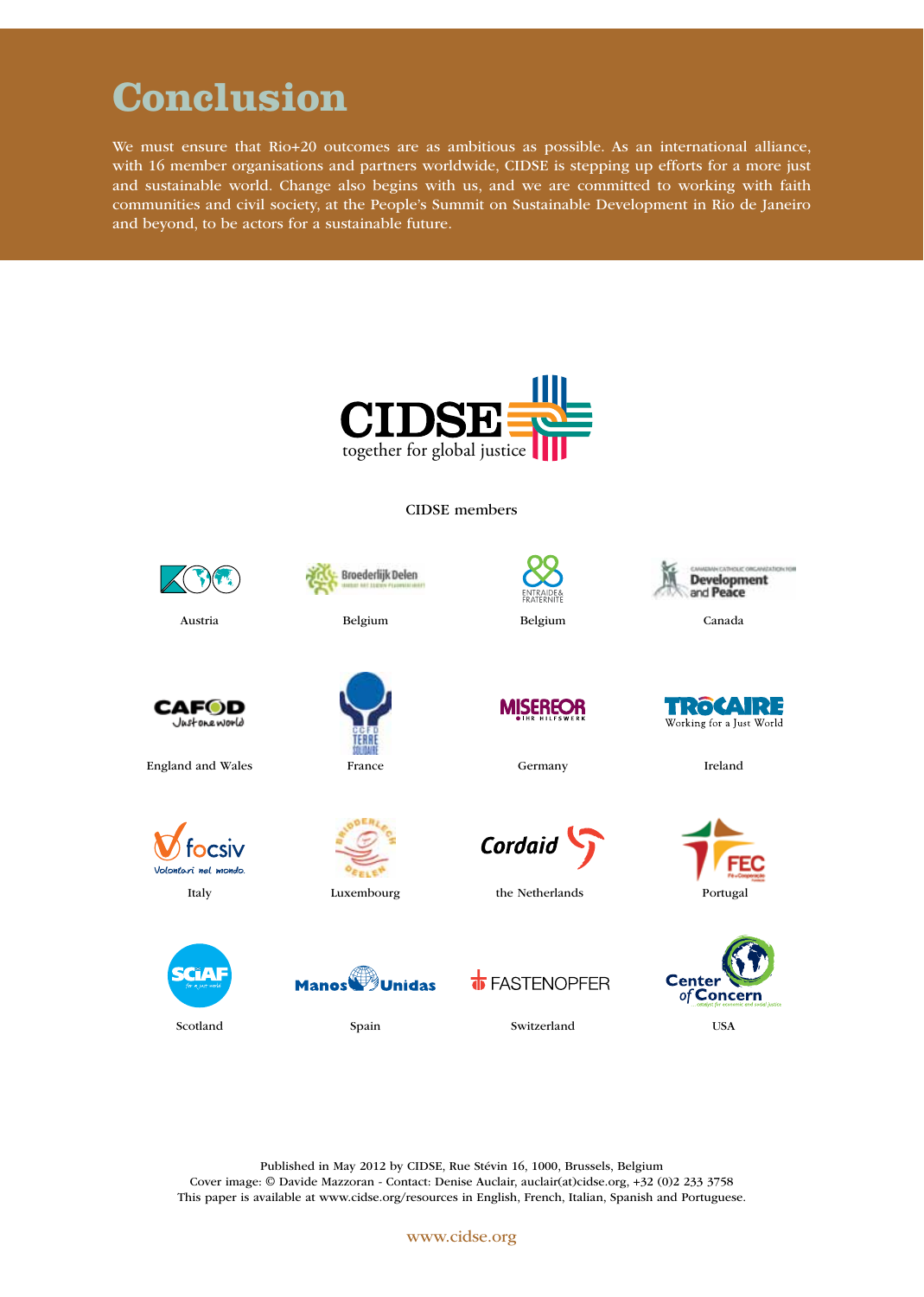# Conclusion

We must ensure that Rio+20 outcomes are as ambitious as possible. As an international alliance, with 16 member organisations and partners worldwide, CIDSE is stepping up efforts for a more just and sustainable world. Change also begins with us, and we are committed to working with faith communities and civil society, at the People's Summit on Sustainable Development in Rio de Janeiro and beyond, to be actors for a sustainable future.

CIDSE
together for global justice

CIDSE members

| | | | |
|---|---|---|---|
| KOO | Broederlijk Delen | Entraide & Fraternité | Development and Peace |
| Austria | Belgium | Belgium | Canada |
| CAFOD Just one world | CCFD Terre Solidaire | MISEREOR Ihr Hilfswerk | Trócaire Working for a Just World |
| England and Wales | France | Germany | Ireland |
| focsiv Volontari nel mondo | Bridderlech Deelen | Cordaid | FEC |
| Italy | Luxembourg | the Netherlands | Portugal |
| SCIAF | Manos Unidas | FASTENOPFER | Center of Concern |
| Scotland | Spain | Switzerland | USA |

Published in May 2012 by CIDSE, Rue Stévin 16, 1000, Brussels, Belgium
Cover image: © Davide Mazzoran - Contact: Denise Auclair, auclair(at)cidse.org, +32 (0)2 233 3758
This paper is available at www.cidse.org/resources in English, French, Italian, Spanish and Portuguese.

www.cidse.org